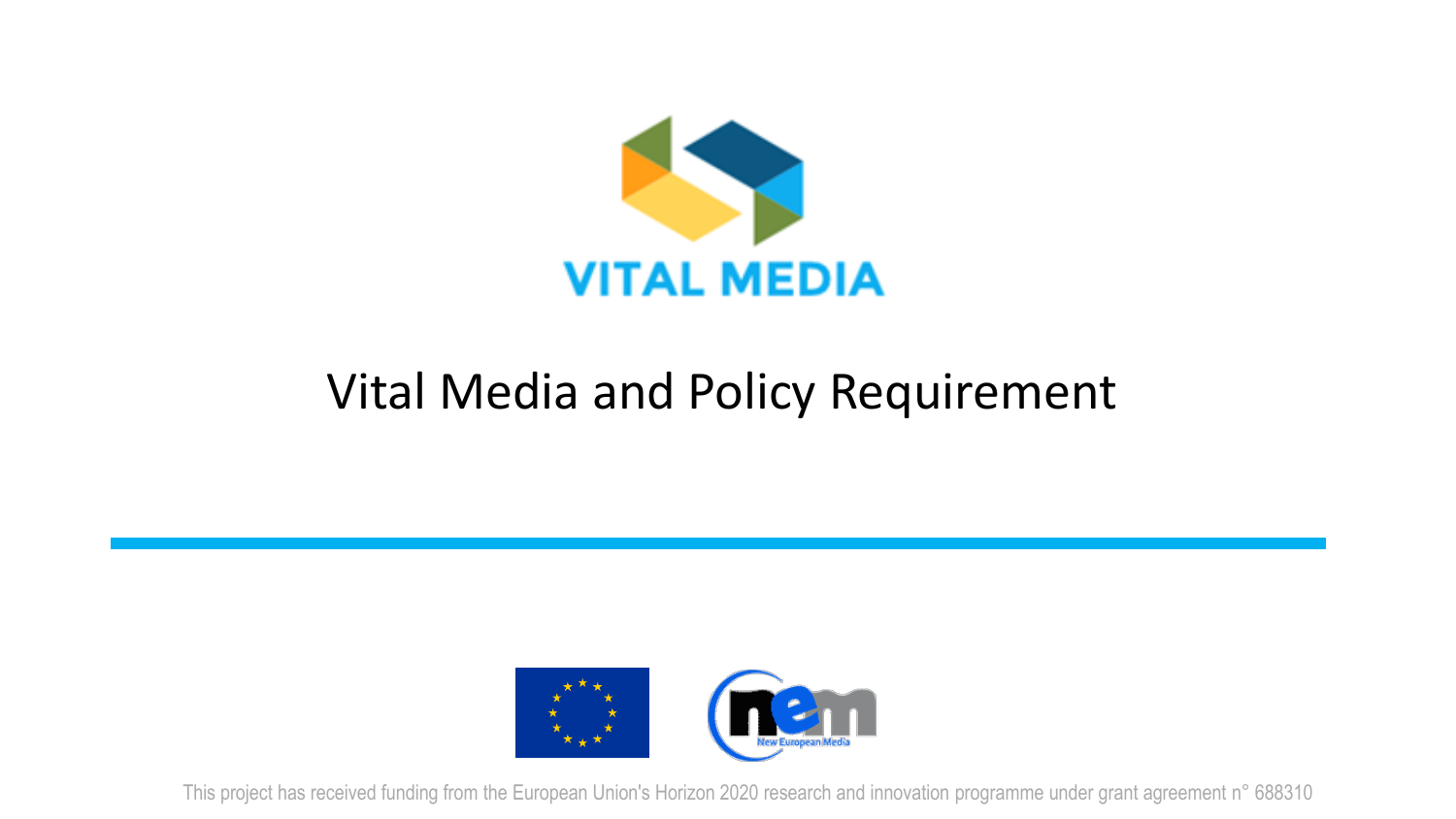VITAL MEDIA

# Vital Media and Policy Requirement

This project has received funding from the European Union's Horizon 2020 research and innovation programme under grant agreement n° 688310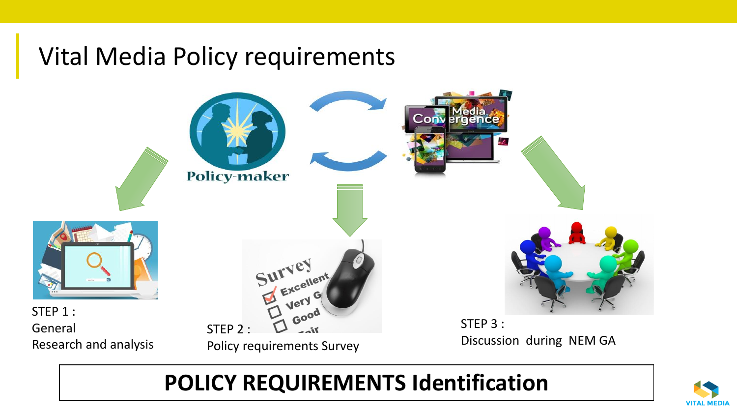# Vital Media Policy requirements

Policy-maker

STEP 1 :
General
Research and analysis

STEP 2 :
Policy requirements Survey

STEP 3 :
Discussion during NEM GA

**POLICY REQUIREMENTS Identification**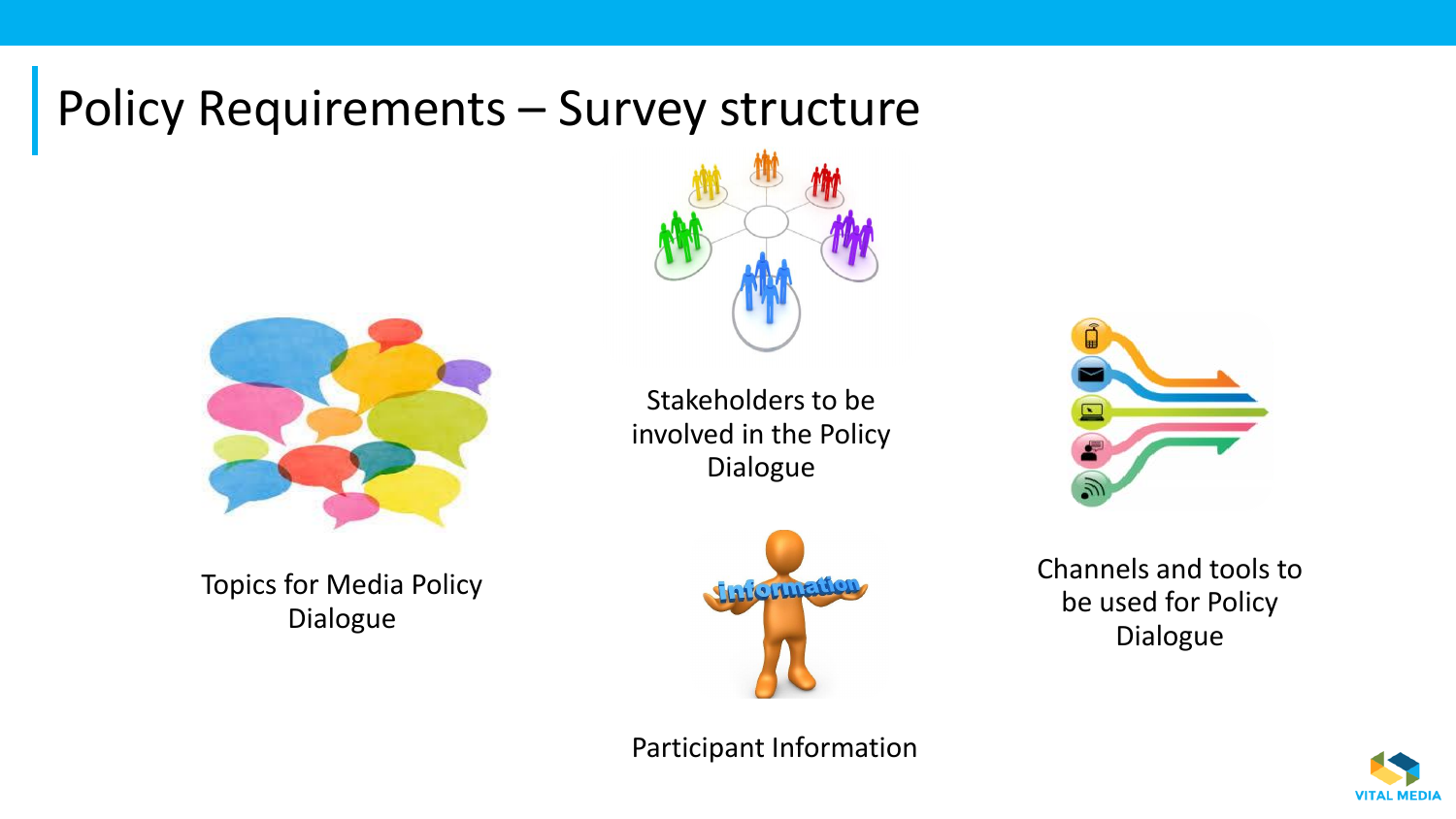# Policy Requirements – Survey structure

Topics for Media Policy Dialogue

Stakeholders to be involved in the Policy Dialogue

Channels and tools to be used for Policy Dialogue

Participant Information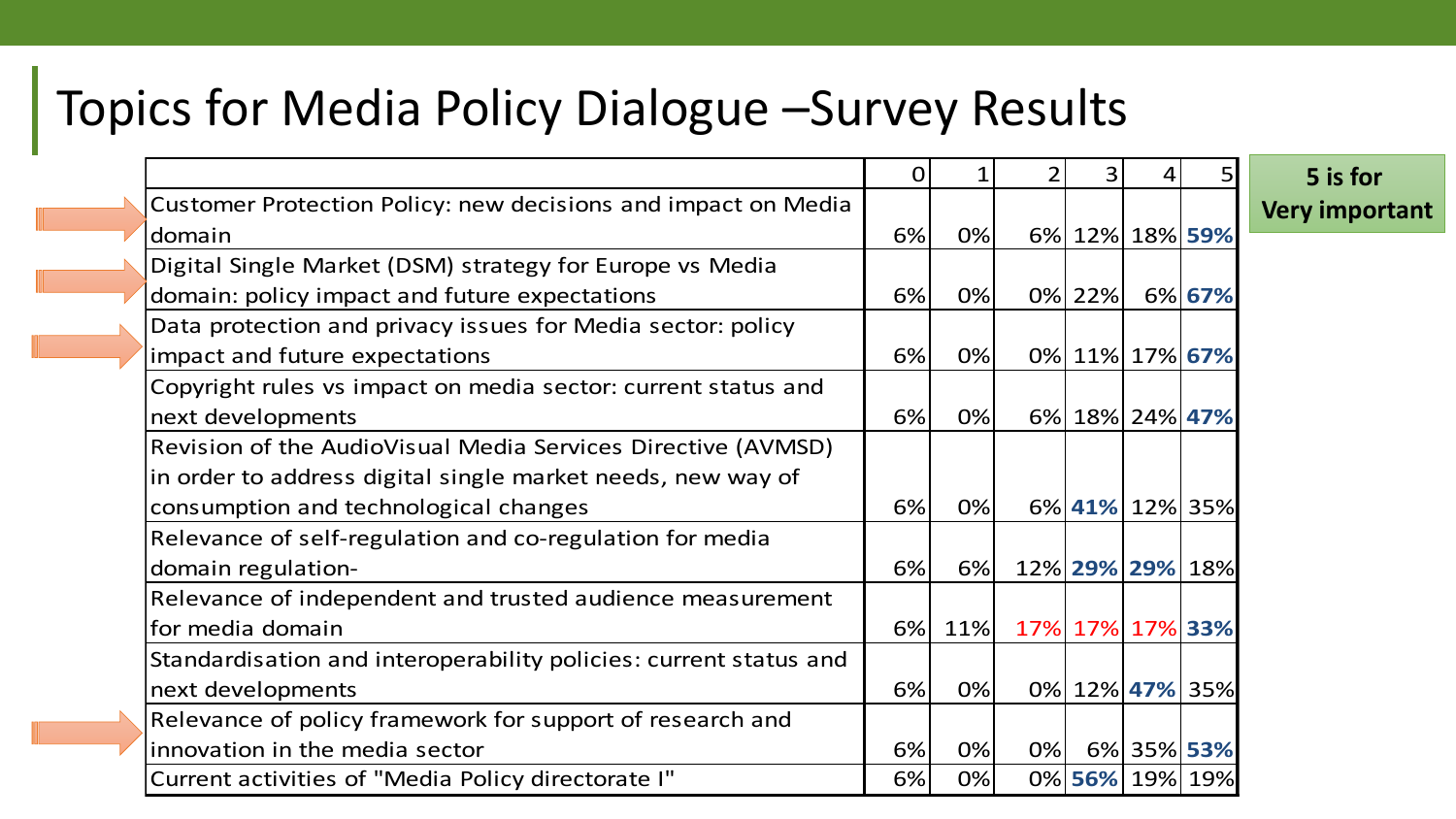# Topics for Media Policy Dialogue –Survey Results

| | 0 | 1 | 2 | 3 | 4 | 5 |
|---|---|---|---|---|---|---|
| Customer Protection Policy: new decisions and impact on Media domain | 6% | 0% | 6% | 12% | 18% | **59%** |
| Digital Single Market (DSM) strategy for Europe vs Media domain: policy impact and future expectations | 6% | 0% | 0% | 22% | 6% | **67%** |
| Data protection and privacy issues for Media sector: policy impact and future expectations | 6% | 0% | 0% | 11% | 17% | **67%** |
| Copyright rules vs impact on media sector: current status and next developments | 6% | 0% | 6% | 18% | 24% | **47%** |
| Revision of the AudioVisual Media Services Directive (AVMSD) in order to address digital single market needs, new way of consumption and technological changes | 6% | 0% | 6% | **41%** | 12% | 35% |
| Relevance of self-regulation and co-regulation for media domain regulation- | 6% | 6% | 12% | **29%** | **29%** | 18% |
| Relevance of independent and trusted audience measurement for media domain | 6% | 11% | 17% | 17% | 17% | **33%** |
| Standardisation and interoperability policies: current status and next developments | 6% | 0% | 0% | 12% | **47%** | 35% |
| Relevance of policy framework for support of research and innovation in the media sector | 6% | 0% | 0% | 6% | 35% | **53%** |
| Current activities of "Media Policy directorate I" | 6% | 0% | 0% | **56%** | 19% | 19% |

**5 is for Very important**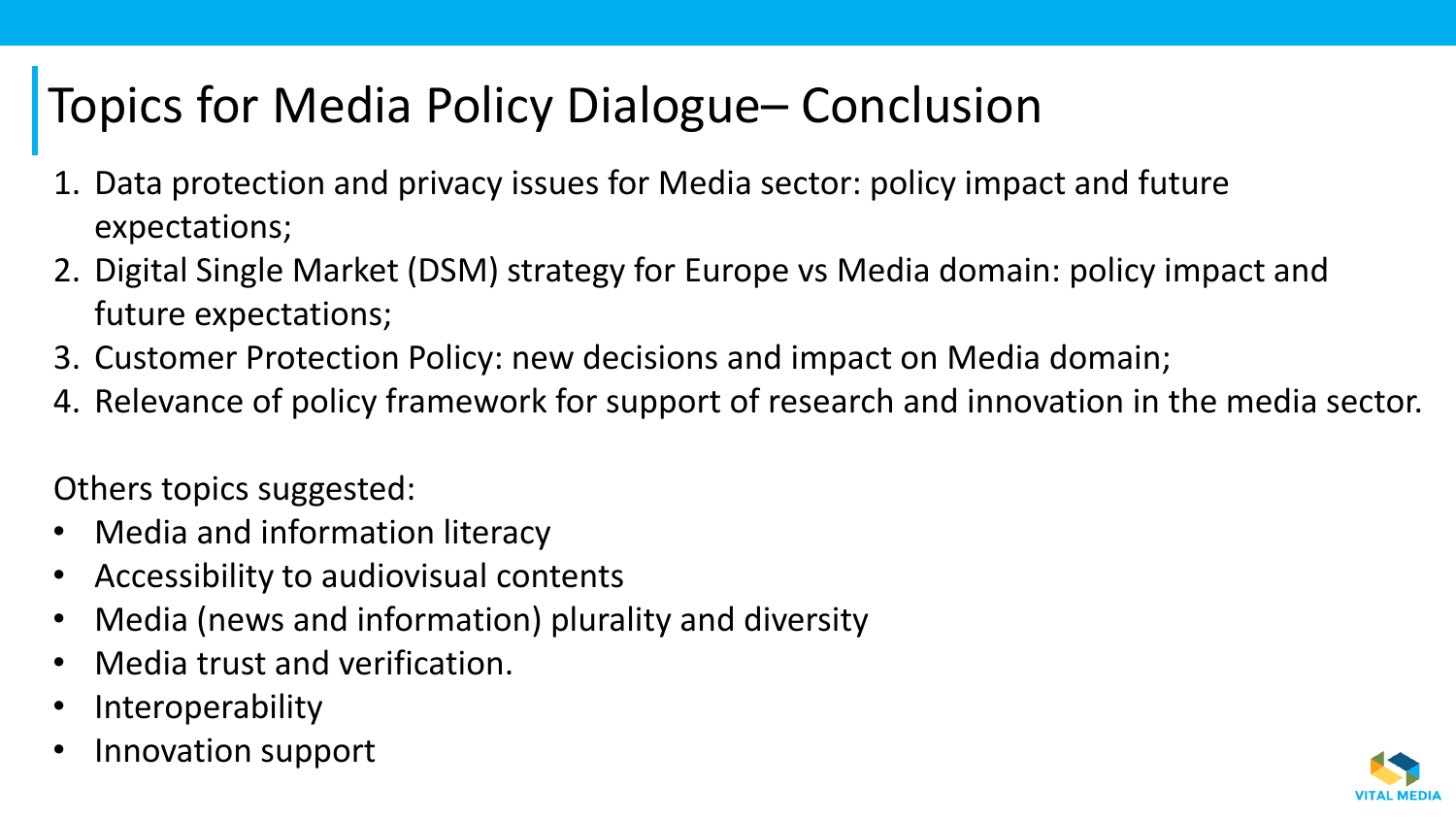# Topics for Media Policy Dialogue– Conclusion

1. Data protection and privacy issues for Media sector: policy impact and future expectations;
2. Digital Single Market (DSM) strategy for Europe vs Media domain: policy impact and future expectations;
3. Customer Protection Policy: new decisions and impact on Media domain;
4. Relevance of policy framework for support of research and innovation in the media sector.

Others topics suggested:

- Media and information literacy
- Accessibility to audiovisual contents
- Media (news and information) plurality and diversity
- Media trust and verification.
- Interoperability
- Innovation support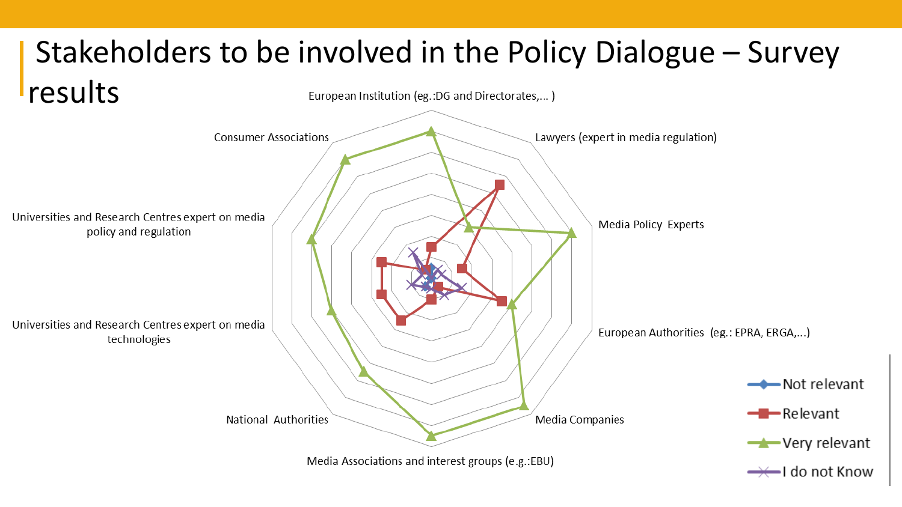# Stakeholders to be involved in the Policy Dialogue – Survey results

European Institution (eg.:DG and Directorates,... )

Lawyers (expert in media regulation)

Media Policy Experts

European Authorities (eg.: EPRA, ERGA,...)

Media Companies

Media Associations and interest groups (e.g.:EBU)

National Authorities

Universities and Research Centres expert on media technologies

Universities and Research Centres expert on media policy and regulation

Consumer Associations

- Not relevant
- Relevant
- Very relevant
- I do not Know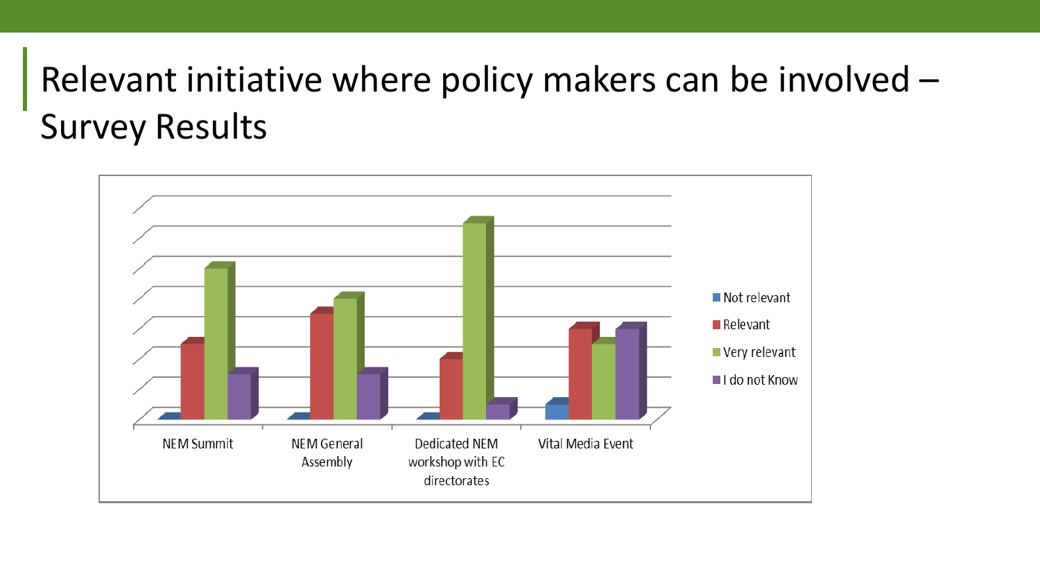# Relevant initiative where policy makers can be involved – Survey Results

Not relevant
Relevant
Very relevant
I do not Know

NEM Summit
NEM General Assembly
Dedicated NEM workshop with EC directorates
Vital Media Event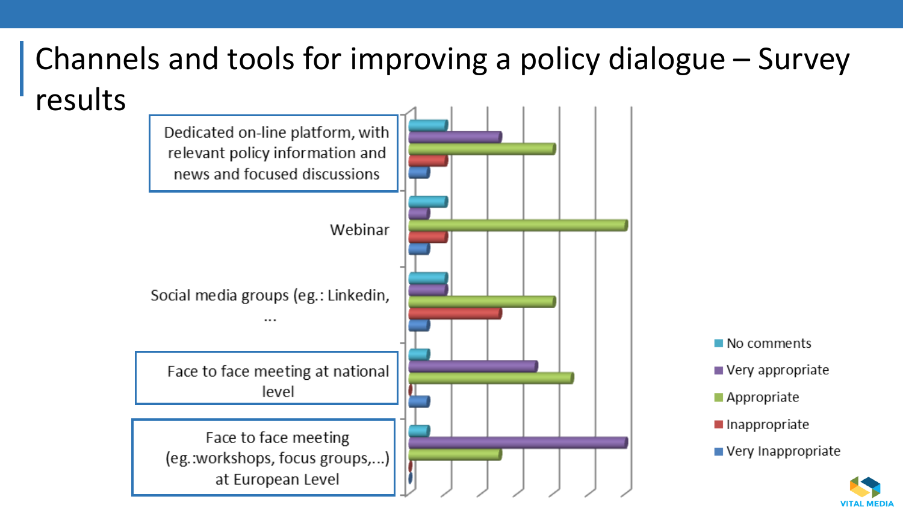# Channels and tools for improving a policy dialogue – Survey results

Dedicated on-line platform, with relevant policy information and news and focused discussions

Webinar

Social media groups (eg.: Linkedin, ...

Face to face meeting at national level

Face to face meeting (eg.:workshops, focus groups,...) at European Level

- No comments
- Very appropriate
- Appropriate
- Inappropriate
- Very Inappropriate

VITAL MEDIA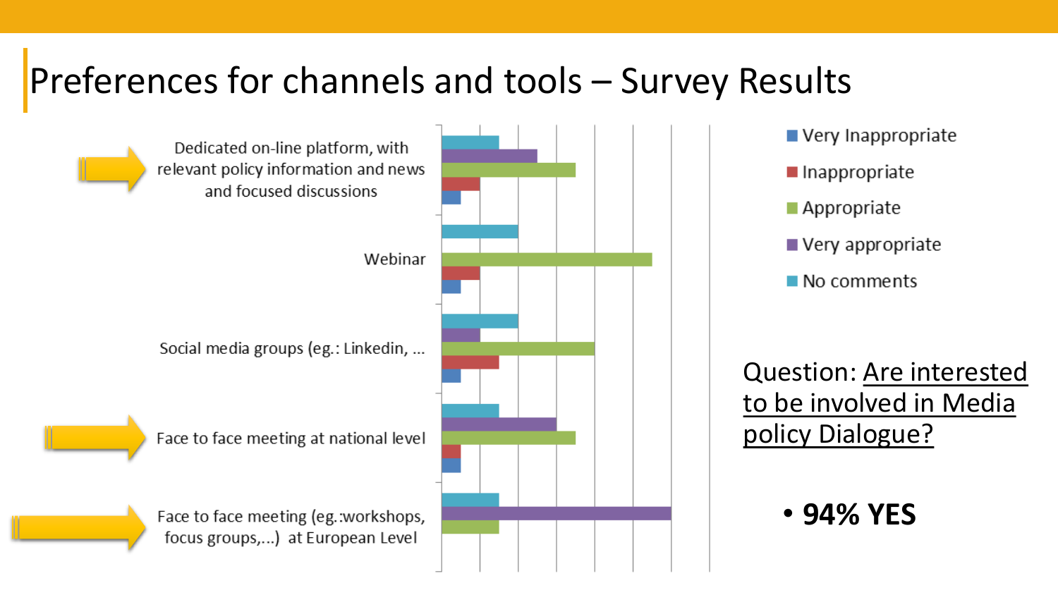# Preferences for channels and tools – Survey Results

- Dedicated on-line platform, with relevant policy information and news and focused discussions
- Webinar
- Social media groups (eg.: Linkedin, ...
- Face to face meeting at national level
- Face to face meeting (eg.:workshops, focus groups,...) at European Level

Legend: Very Inappropriate; Inappropriate; Appropriate; Very appropriate; No comments

Question: Are interested to be involved in Media policy Dialogue?

- **94% YES**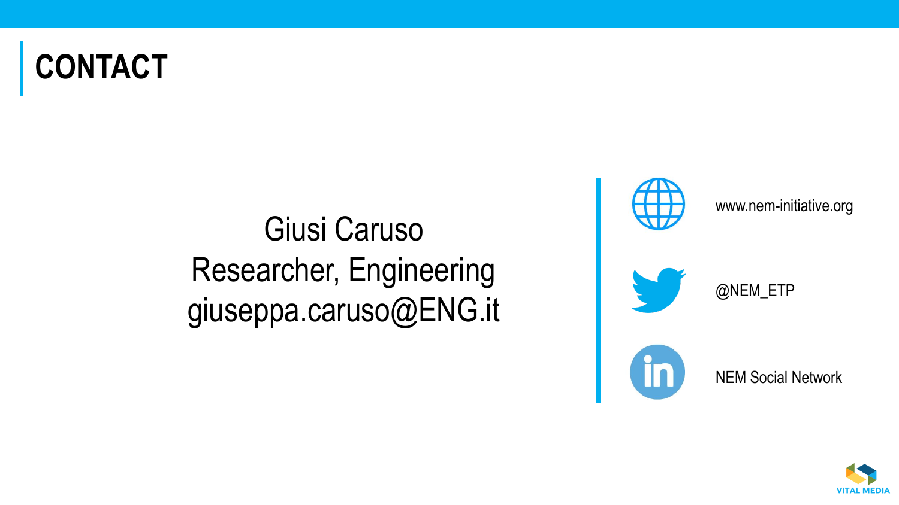# CONTACT

Giusi Caruso
Researcher, Engineering
giuseppa.caruso@ENG.it

www.nem-initiative.org

@NEM_ETP

NEM Social Network

VITAL MEDIA